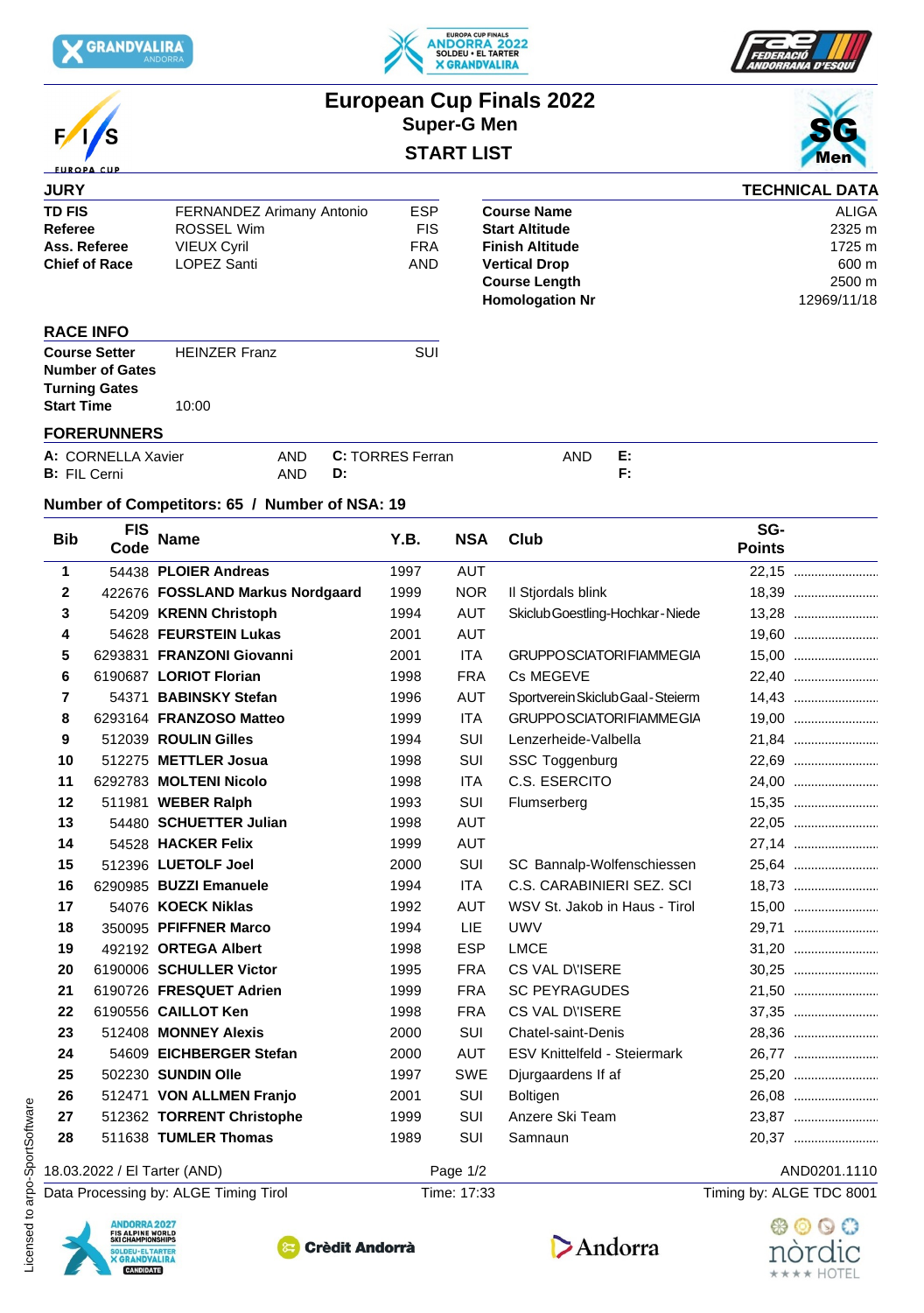# European Cup Finals 2022

## Super-G Men

## START LIST

### JURY

| | | |
|---|---|---|
| **TD FIS** | FERNANDEZ Arimany Antonio | ESP |
| **Referee** | ROSSEL Wim | FIS |
| **Ass. Referee** | VIEUX Cyril | FRA |
| **Chief of Race** | LOPEZ Santi | AND |

### TECHNICAL DATA

| | |
|---|---|
| **Course Name** | ALIGA |
| **Start Altitude** | 2325 m |
| **Finish Altitude** | 1725 m |
| **Vertical Drop** | 600 m |
| **Course Length** | 2500 m |
| **Homologation Nr** | 12969/11/18 |

### RACE INFO

| | | |
|---|---|---|
| **Course Setter** | HEINZER Franz | SUI |
| **Number of Gates** | | |
| **Turning Gates** | | |
| **Start Time** | 10:00 | |

### FORERUNNERS

| | | | | | |
|---|---|---|---|---|---|
| **A:** CORNELLA Xavier | AND | **C:** TORRES Ferran | AND | **E:** | |
| **B:** FIL Cerni | AND | **D:** | | **F:** | |

**Number of Competitors: 65 / Number of NSA: 19**

| Bib | FIS Code | Name | Y.B. | NSA | Club | SG-Points |
|---|---|---|---|---|---|---|
| 1 | 54438 | **PLOIER Andreas** | 1997 | AUT | | 22,15 |
| 2 | 422676 | **FOSSLAND Markus Nordgaard** | 1999 | NOR | Il Stjordals blink | 18,39 |
| 3 | 54209 | **KRENN Christoph** | 1994 | AUT | Skiclub Goestling-Hochkar-Niede | 13,28 |
| 4 | 54628 | **FEURSTEIN Lukas** | 2001 | AUT | | 19,60 |
| 5 | 6293831 | **FRANZONI Giovanni** | 2001 | ITA | GRUPPOSCIATORIFIAMMEGIA | 15,00 |
| 6 | 6190687 | **LORIOT Florian** | 1998 | FRA | Cs MEGEVE | 22,40 |
| 7 | 54371 | **BABINSKY Stefan** | 1996 | AUT | Sportverein Skiclub Gaal-Steierm | 14,43 |
| 8 | 6293164 | **FRANZOSO Matteo** | 1999 | ITA | GRUPPOSCIATORIFIAMMEGIA | 19,00 |
| 9 | 512039 | **ROULIN Gilles** | 1994 | SUI | Lenzerheide-Valbella | 21,84 |
| 10 | 512275 | **METTLER Josua** | 1998 | SUI | SSC Toggenburg | 22,69 |
| 11 | 6292783 | **MOLTENI Nicolo** | 1998 | ITA | C.S. ESERCITO | 24,00 |
| 12 | 511981 | **WEBER Ralph** | 1993 | SUI | Flumserberg | 15,35 |
| 13 | 54480 | **SCHUETTER Julian** | 1998 | AUT | | 22,05 |
| 14 | 54528 | **HACKER Felix** | 1999 | AUT | | 27,14 |
| 15 | 512396 | **LUETOLF Joel** | 2000 | SUI | SC Bannalp-Wolfenschiessen | 25,64 |
| 16 | 6290985 | **BUZZI Emanuele** | 1994 | ITA | C.S. CARABINIERI SEZ. SCI | 18,73 |
| 17 | 54076 | **KOECK Niklas** | 1992 | AUT | WSV St. Jakob in Haus - Tirol | 15,00 |
| 18 | 350095 | **PFIFFNER Marco** | 1994 | LIE | UWV | 29,71 |
| 19 | 492192 | **ORTEGA Albert** | 1998 | ESP | LMCE | 31,20 |
| 20 | 6190006 | **SCHULLER Victor** | 1995 | FRA | CS VAL D\'ISERE | 30,25 |
| 21 | 6190726 | **FRESQUET Adrien** | 1999 | FRA | SC PEYRAGUDES | 21,50 |
| 22 | 6190556 | **CAILLOT Ken** | 1998 | FRA | CS VAL D\'ISERE | 37,35 |
| 23 | 512408 | **MONNEY Alexis** | 2000 | SUI | Chatel-saint-Denis | 28,36 |
| 24 | 54609 | **EICHBERGER Stefan** | 2000 | AUT | ESV Knittelfeld - Steiermark | 26,77 |
| 25 | 502230 | **SUNDIN Olle** | 1997 | SWE | Djurgaardens If af | 25,20 |
| 26 | 512471 | **VON ALLMEN Franjo** | 2001 | SUI | Boltigen | 26,08 |
| 27 | 512362 | **TORRENT Christophe** | 1999 | SUI | Anzere Ski Team | 23,87 |
| 28 | 511638 | **TUMLER Thomas** | 1989 | SUI | Samnaun | 20,37 |

18.03.2022 / El Tarter (AND)

Data Processing by: ALGE Timing Tirol — Time: 17:33 — Timing by: ALGE TDC 8001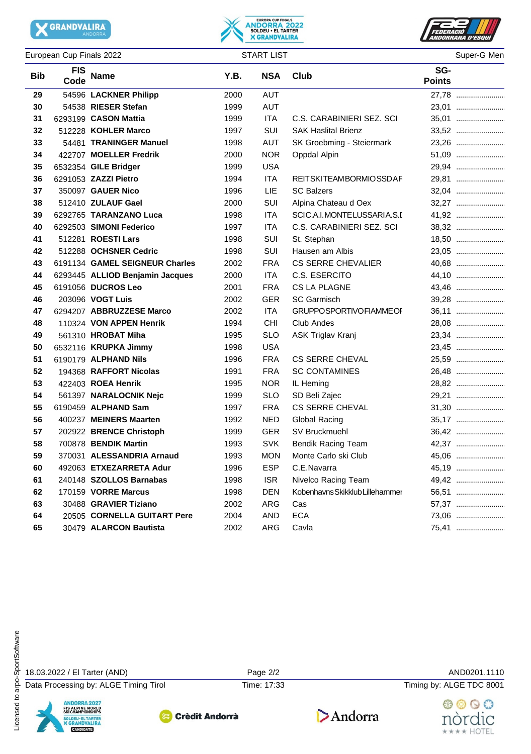European Cup Finals 2022 START LIST Super-G Men

| Bib | FIS Code | Name | Y.B. | NSA | Club | SG-Points |
|---|---|---|---|---|---|---|
| 29 | 54596 | **LACKNER Philipp** | 2000 | AUT | | 27,78 |
| 30 | 54538 | **RIESER Stefan** | 1999 | AUT | | 23,01 |
| 31 | 6293199 | **CASON Mattia** | 1999 | ITA | C.S. CARABINIERI SEZ. SCI | 35,01 |
| 32 | 512228 | **KOHLER Marco** | 1997 | SUI | SAK Haslital Brienz | 33,52 |
| 33 | 54481 | **TRANINGER Manuel** | 1998 | AUT | SK Groebming - Steiermark | 23,26 |
| 34 | 422707 | **MOELLER Fredrik** | 2000 | NOR | Oppdal Alpin | 51,09 |
| 35 | 6532354 | **GILE Bridger** | 1999 | USA | | 29,94 |
| 36 | 6291053 | **ZAZZI Pietro** | 1994 | ITA | REIT SKI TEAM BORMIO SSD A F | 29,81 |
| 37 | 350097 | **GAUER Nico** | 1996 | LIE | SC Balzers | 32,04 |
| 38 | 512410 | **ZULAUF Gael** | 2000 | SUI | Alpina Chateau d Oex | 32,27 |
| 39 | 6292765 | **TARANZANO Luca** | 1998 | ITA | SCI C.A.I. MONTE LUSSARIA S.D | 41,92 |
| 40 | 6292503 | **SIMONI Federico** | 1997 | ITA | C.S. CARABINIERI SEZ. SCI | 38,32 |
| 41 | 512281 | **ROESTI Lars** | 1998 | SUI | St. Stephan | 18,50 |
| 42 | 512288 | **OCHSNER Cedric** | 1998 | SUI | Hausen am Albis | 23,05 |
| 43 | 6191134 | **GAMEL SEIGNEUR Charles** | 2002 | FRA | CS SERRE CHEVALIER | 40,68 |
| 44 | 6293445 | **ALLIOD Benjamin Jacques** | 2000 | ITA | C.S. ESERCITO | 44,10 |
| 45 | 6191056 | **DUCROS Leo** | 2001 | FRA | CS LA PLAGNE | 43,46 |
| 46 | 203096 | **VOGT Luis** | 2002 | GER | SC Garmisch | 39,28 |
| 47 | 6294207 | **ABBRUZZESE Marco** | 2002 | ITA | GRUPPO SPORTIVO FIAMME OF | 36,11 |
| 48 | 110324 | **VON APPEN Henrik** | 1994 | CHI | Club Andes | 28,08 |
| 49 | 561310 | **HROBAT Miha** | 1995 | SLO | ASK Triglav Kranj | 23,34 |
| 50 | 6532116 | **KRUPKA Jimmy** | 1998 | USA | | 23,45 |
| 51 | 6190179 | **ALPHAND Nils** | 1996 | FRA | CS SERRE CHEVAL | 25,59 |
| 52 | 194368 | **RAFFORT Nicolas** | 1991 | FRA | SC CONTAMINES | 26,48 |
| 53 | 422403 | **ROEA Henrik** | 1995 | NOR | IL Heming | 28,82 |
| 54 | 561397 | **NARALOCNIK Nejc** | 1999 | SLO | SD Beli Zajec | 29,21 |
| 55 | 6190459 | **ALPHAND Sam** | 1997 | FRA | CS SERRE CHEVAL | 31,30 |
| 56 | 400237 | **MEINERS Maarten** | 1992 | NED | Global Racing | 35,17 |
| 57 | 202922 | **BRENCE Christoph** | 1999 | GER | SV Bruckmuehl | 36,42 |
| 58 | 700878 | **BENDIK Martin** | 1993 | SVK | Bendik Racing Team | 42,37 |
| 59 | 370031 | **ALESSANDRIA Arnaud** | 1993 | MON | Monte Carlo ski Club | 45,06 |
| 60 | 492063 | **ETXEZARRETA Adur** | 1996 | ESP | C.E.Navarra | 45,19 |
| 61 | 240148 | **SZOLLOS Barnabas** | 1998 | ISR | Nivelco Racing Team | 49,42 |
| 62 | 170159 | **VORRE Marcus** | 1998 | DEN | Kobenhavns Skikklub Lillehammer | 56,51 |
| 63 | 30488 | **GRAVIER Tiziano** | 2002 | ARG | Cas | 57,37 |
| 64 | 20505 | **CORNELLA GUITART Pere** | 2004 | AND | ECA | 73,06 |
| 65 | 30479 | **ALARCON Bautista** | 2002 | ARG | Cavla | 75,41 |

18.03.2022 / El Tarter (AND) AND0201.1110

Data Processing by: ALGE Timing Tirol Time: 17:33 Timing by: ALGE TDC 8001